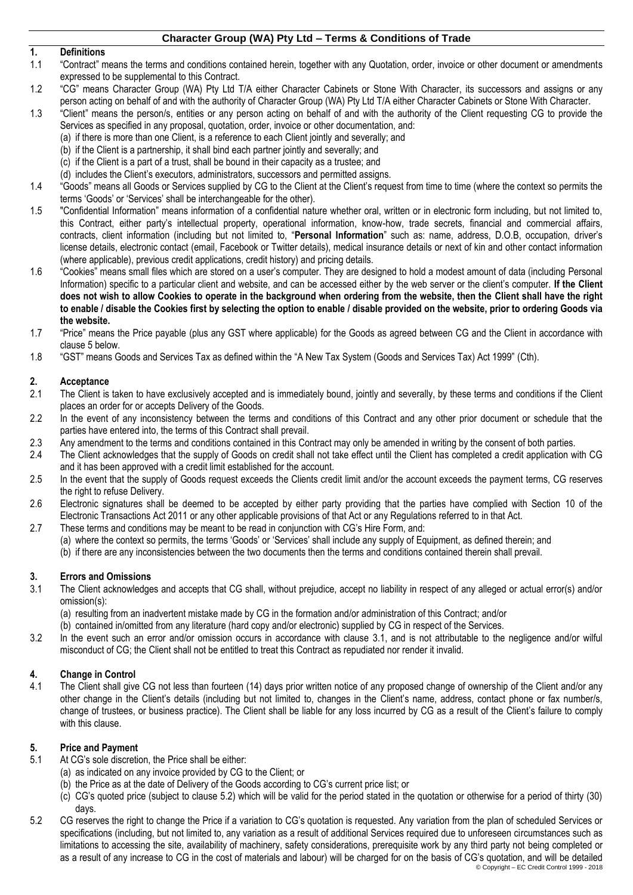## Character Group (WA) Pty Ltd – Terms & Conditions of Trade

### 1. Definitions

1.1 "Contract" means the terms and conditions contained herein, together with any Quotation, order, invoice or other document or amendments expressed to be supplemental to this Contract.

1.2 "CG" means Character Group (WA) Pty Ltd T/A either Character Cabinets or Stone With Character, its successors and assigns or any person acting on behalf of and with the authority of Character Group (WA) Pty Ltd T/A either Character Cabinets or Stone With Character.

1.3 "Client" means the person/s, entities or any person acting on behalf of and with the authority of the Client requesting CG to provide the Services as specified in any proposal, quotation, order, invoice or other documentation, and:

(a) if there is more than one Client, is a reference to each Client jointly and severally; and

(b) if the Client is a partnership, it shall bind each partner jointly and severally; and

(c) if the Client is a part of a trust, shall be bound in their capacity as a trustee; and

(d) includes the Client's executors, administrators, successors and permitted assigns.

1.4 "Goods" means all Goods or Services supplied by CG to the Client at the Client's request from time to time (where the context so permits the terms 'Goods' or 'Services' shall be interchangeable for the other).

1.5 "Confidential Information" means information of a confidential nature whether oral, written or in electronic form including, but not limited to, this Contract, either party's intellectual property, operational information, know-how, trade secrets, financial and commercial affairs, contracts, client information (including but not limited to, "**Personal Information**" such as: name, address, D.O.B, occupation, driver's license details, electronic contact (email, Facebook or Twitter details), medical insurance details or next of kin and other contact information (where applicable), previous credit applications, credit history) and pricing details.

1.6 "Cookies" means small files which are stored on a user's computer. They are designed to hold a modest amount of data (including Personal Information) specific to a particular client and website, and can be accessed either by the web server or the client's computer. **If the Client does not wish to allow Cookies to operate in the background when ordering from the website, then the Client shall have the right to enable / disable the Cookies first by selecting the option to enable / disable provided on the website, prior to ordering Goods via the website.**

1.7 "Price" means the Price payable (plus any GST where applicable) for the Goods as agreed between CG and the Client in accordance with clause 5 below.

1.8 "GST" means Goods and Services Tax as defined within the "A New Tax System (Goods and Services Tax) Act 1999" (Cth).

### 2. Acceptance

2.1 The Client is taken to have exclusively accepted and is immediately bound, jointly and severally, by these terms and conditions if the Client places an order for or accepts Delivery of the Goods.

2.2 In the event of any inconsistency between the terms and conditions of this Contract and any other prior document or schedule that the parties have entered into, the terms of this Contract shall prevail.

2.3 Any amendment to the terms and conditions contained in this Contract may only be amended in writing by the consent of both parties.

2.4 The Client acknowledges that the supply of Goods on credit shall not take effect until the Client has completed a credit application with CG and it has been approved with a credit limit established for the account.

2.5 In the event that the supply of Goods request exceeds the Clients credit limit and/or the account exceeds the payment terms, CG reserves the right to refuse Delivery.

2.6 Electronic signatures shall be deemed to be accepted by either party providing that the parties have complied with Section 10 of the Electronic Transactions Act 2011 or any other applicable provisions of that Act or any Regulations referred to in that Act.

2.7 These terms and conditions may be meant to be read in conjunction with CG's Hire Form, and:

(a) where the context so permits, the terms 'Goods' or 'Services' shall include any supply of Equipment, as defined therein; and

(b) if there are any inconsistencies between the two documents then the terms and conditions contained therein shall prevail.

### 3. Errors and Omissions

3.1 The Client acknowledges and accepts that CG shall, without prejudice, accept no liability in respect of any alleged or actual error(s) and/or omission(s):

(a) resulting from an inadvertent mistake made by CG in the formation and/or administration of this Contract; and/or

(b) contained in/omitted from any literature (hard copy and/or electronic) supplied by CG in respect of the Services.

3.2 In the event such an error and/or omission occurs in accordance with clause 3.1, and is not attributable to the negligence and/or wilful misconduct of CG; the Client shall not be entitled to treat this Contract as repudiated nor render it invalid.

### 4. Change in Control

4.1 The Client shall give CG not less than fourteen (14) days prior written notice of any proposed change of ownership of the Client and/or any other change in the Client's details (including but not limited to, changes in the Client's name, address, contact phone or fax number/s, change of trustees, or business practice). The Client shall be liable for any loss incurred by CG as a result of the Client's failure to comply with this clause.

### 5. Price and Payment

5.1 At CG's sole discretion, the Price shall be either:

(a) as indicated on any invoice provided by CG to the Client; or

(b) the Price as at the date of Delivery of the Goods according to CG's current price list; or

(c) CG's quoted price (subject to clause 5.2) which will be valid for the period stated in the quotation or otherwise for a period of thirty (30) days.

5.2 CG reserves the right to change the Price if a variation to CG's quotation is requested. Any variation from the plan of scheduled Services or specifications (including, but not limited to, any variation as a result of additional Services required due to unforeseen circumstances such as limitations to accessing the site, availability of machinery, safety considerations, prerequisite work by any third party not being completed or as a result of any increase to CG in the cost of materials and labour) will be charged for on the basis of CG's quotation, and will be detailed

© Copyright – EC Credit Control 1999 - 2018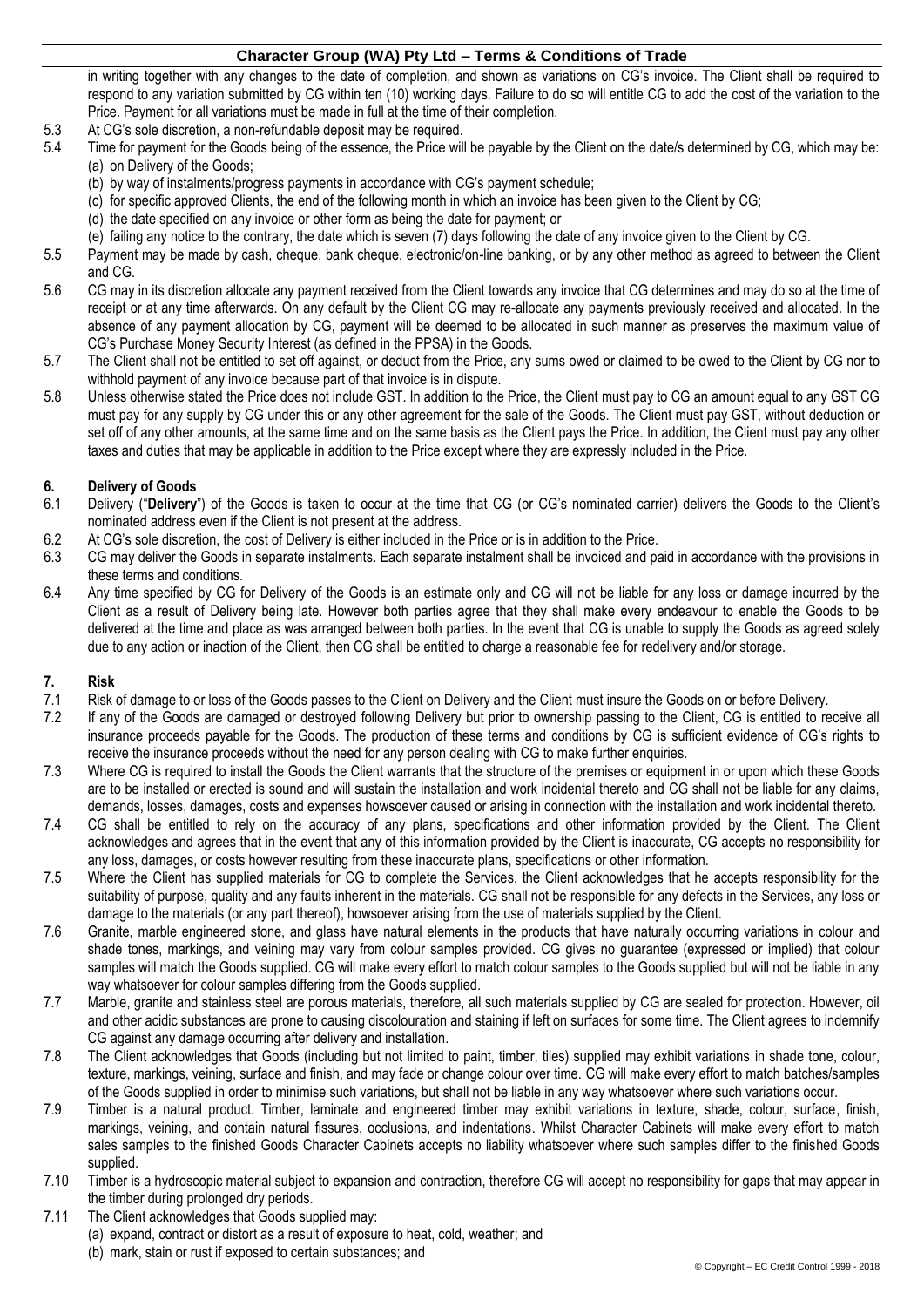in writing together with any changes to the date of completion, and shown as variations on CG's invoice. The Client shall be required to respond to any variation submitted by CG within ten (10) working days. Failure to do so will entitle CG to add the cost of the variation to the Price. Payment for all variations must be made in full at the time of their completion.

5.3 At CG's sole discretion, a non-refundable deposit may be required.

5.4 Time for payment for the Goods being of the essence, the Price will be payable by the Client on the date/s determined by CG, which may be:
  (a) on Delivery of the Goods;
  (b) by way of instalments/progress payments in accordance with CG's payment schedule;
  (c) for specific approved Clients, the end of the following month in which an invoice has been given to the Client by CG;
  (d) the date specified on any invoice or other form as being the date for payment; or
  (e) failing any notice to the contrary, the date which is seven (7) days following the date of any invoice given to the Client by CG.

5.5 Payment may be made by cash, cheque, bank cheque, electronic/on-line banking, or by any other method as agreed to between the Client and CG.

5.6 CG may in its discretion allocate any payment received from the Client towards any invoice that CG determines and may do so at the time of receipt or at any time afterwards. On any default by the Client CG may re-allocate any payments previously received and allocated. In the absence of any payment allocation by CG, payment will be deemed to be allocated in such manner as preserves the maximum value of CG's Purchase Money Security Interest (as defined in the PPSA) in the Goods.

5.7 The Client shall not be entitled to set off against, or deduct from the Price, any sums owed or claimed to be owed to the Client by CG nor to withhold payment of any invoice because part of that invoice is in dispute.

5.8 Unless otherwise stated the Price does not include GST. In addition to the Price, the Client must pay to CG an amount equal to any GST CG must pay for any supply by CG under this or any other agreement for the sale of the Goods. The Client must pay GST, without deduction or set off of any other amounts, at the same time and on the same basis as the Client pays the Price. In addition, the Client must pay any other taxes and duties that may be applicable in addition to the Price except where they are expressly included in the Price.

## 6. Delivery of Goods

6.1 Delivery ("**Delivery**") of the Goods is taken to occur at the time that CG (or CG's nominated carrier) delivers the Goods to the Client's nominated address even if the Client is not present at the address.

6.2 At CG's sole discretion, the cost of Delivery is either included in the Price or is in addition to the Price.

6.3 CG may deliver the Goods in separate instalments. Each separate instalment shall be invoiced and paid in accordance with the provisions in these terms and conditions.

6.4 Any time specified by CG for Delivery of the Goods is an estimate only and CG will not be liable for any loss or damage incurred by the Client as a result of Delivery being late. However both parties agree that they shall make every endeavour to enable the Goods to be delivered at the time and place as was arranged between both parties. In the event that CG is unable to supply the Goods as agreed solely due to any action or inaction of the Client, then CG shall be entitled to charge a reasonable fee for redelivery and/or storage.

## 7. Risk

7.1 Risk of damage to or loss of the Goods passes to the Client on Delivery and the Client must insure the Goods on or before Delivery.

7.2 If any of the Goods are damaged or destroyed following Delivery but prior to ownership passing to the Client, CG is entitled to receive all insurance proceeds payable for the Goods. The production of these terms and conditions by CG is sufficient evidence of CG's rights to receive the insurance proceeds without the need for any person dealing with CG to make further enquiries.

7.3 Where CG is required to install the Goods the Client warrants that the structure of the premises or equipment in or upon which these Goods are to be installed or erected is sound and will sustain the installation and work incidental thereto and CG shall not be liable for any claims, demands, losses, damages, costs and expenses howsoever caused or arising in connection with the installation and work incidental thereto.

7.4 CG shall be entitled to rely on the accuracy of any plans, specifications and other information provided by the Client. The Client acknowledges and agrees that in the event that any of this information provided by the Client is inaccurate, CG accepts no responsibility for any loss, damages, or costs however resulting from these inaccurate plans, specifications or other information.

7.5 Where the Client has supplied materials for CG to complete the Services, the Client acknowledges that he accepts responsibility for the suitability of purpose, quality and any faults inherent in the materials. CG shall not be responsible for any defects in the Services, any loss or damage to the materials (or any part thereof), howsoever arising from the use of materials supplied by the Client.

7.6 Granite, marble engineered stone, and glass have natural elements in the products that have naturally occurring variations in colour and shade tones, markings, and veining may vary from colour samples provided. CG gives no guarantee (expressed or implied) that colour samples will match the Goods supplied. CG will make every effort to match colour samples to the Goods supplied but will not be liable in any way whatsoever for colour samples differing from the Goods supplied.

7.7 Marble, granite and stainless steel are porous materials, therefore, all such materials supplied by CG are sealed for protection. However, oil and other acidic substances are prone to causing discolouration and staining if left on surfaces for some time. The Client agrees to indemnify CG against any damage occurring after delivery and installation.

7.8 The Client acknowledges that Goods (including but not limited to paint, timber, tiles) supplied may exhibit variations in shade tone, colour, texture, markings, veining, surface and finish, and may fade or change colour over time. CG will make every effort to match batches/samples of the Goods supplied in order to minimise such variations, but shall not be liable in any way whatsoever where such variations occur.

7.9 Timber is a natural product. Timber, laminate and engineered timber may exhibit variations in texture, shade, colour, surface, finish, markings, veining, and contain natural fissures, occlusions, and indentations. Whilst Character Cabinets will make every effort to match sales samples to the finished Goods Character Cabinets accepts no liability whatsoever where such samples differ to the finished Goods supplied.

7.10 Timber is a hydroscopic material subject to expansion and contraction, therefore CG will accept no responsibility for gaps that may appear in the timber during prolonged dry periods.

7.11 The Client acknowledges that Goods supplied may:
  (a) expand, contract or distort as a result of exposure to heat, cold, weather; and
  (b) mark, stain or rust if exposed to certain substances; and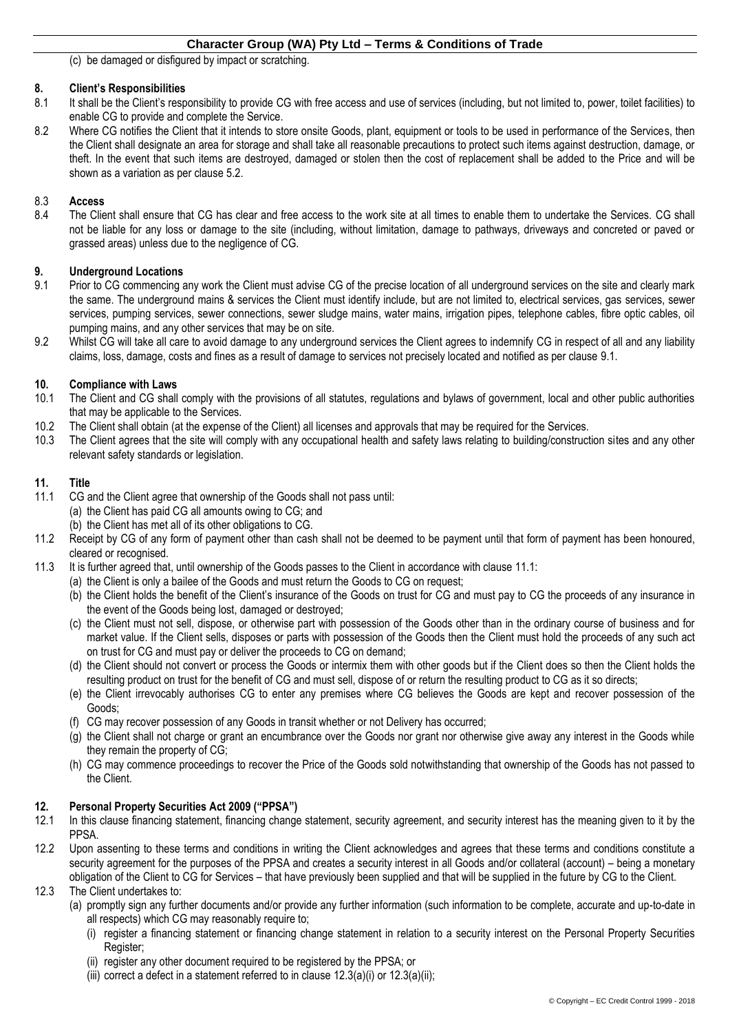(c) be damaged or disfigured by impact or scratching.

## 8. Client's Responsibilities

8.1 It shall be the Client's responsibility to provide CG with free access and use of services (including, but not limited to, power, toilet facilities) to enable CG to provide and complete the Service.

8.2 Where CG notifies the Client that it intends to store onsite Goods, plant, equipment or tools to be used in performance of the Services, then the Client shall designate an area for storage and shall take all reasonable precautions to protect such items against destruction, damage, or theft. In the event that such items are destroyed, damaged or stolen then the cost of replacement shall be added to the Price and will be shown as a variation as per clause 5.2.

8.3 **Access**

8.4 The Client shall ensure that CG has clear and free access to the work site at all times to enable them to undertake the Services. CG shall not be liable for any loss or damage to the site (including, without limitation, damage to pathways, driveways and concreted or paved or grassed areas) unless due to the negligence of CG.

## 9. Underground Locations

9.1 Prior to CG commencing any work the Client must advise CG of the precise location of all underground services on the site and clearly mark the same. The underground mains & services the Client must identify include, but are not limited to, electrical services, gas services, sewer services, pumping services, sewer connections, sewer sludge mains, water mains, irrigation pipes, telephone cables, fibre optic cables, oil pumping mains, and any other services that may be on site.

9.2 Whilst CG will take all care to avoid damage to any underground services the Client agrees to indemnify CG in respect of all and any liability claims, loss, damage, costs and fines as a result of damage to services not precisely located and notified as per clause 9.1.

## 10. Compliance with Laws

10.1 The Client and CG shall comply with the provisions of all statutes, regulations and bylaws of government, local and other public authorities that may be applicable to the Services.

10.2 The Client shall obtain (at the expense of the Client) all licenses and approvals that may be required for the Services.

10.3 The Client agrees that the site will comply with any occupational health and safety laws relating to building/construction sites and any other relevant safety standards or legislation.

## 11. Title

11.1 CG and the Client agree that ownership of the Goods shall not pass until:
   (a) the Client has paid CG all amounts owing to CG; and
   (b) the Client has met all of its other obligations to CG.

11.2 Receipt by CG of any form of payment other than cash shall not be deemed to be payment until that form of payment has been honoured, cleared or recognised.

11.3 It is further agreed that, until ownership of the Goods passes to the Client in accordance with clause 11.1:
   (a) the Client is only a bailee of the Goods and must return the Goods to CG on request;
   (b) the Client holds the benefit of the Client's insurance of the Goods on trust for CG and must pay to CG the proceeds of any insurance in the event of the Goods being lost, damaged or destroyed;
   (c) the Client must not sell, dispose, or otherwise part with possession of the Goods other than in the ordinary course of business and for market value. If the Client sells, disposes or parts with possession of the Goods then the Client must hold the proceeds of any such act on trust for CG and must pay or deliver the proceeds to CG on demand;
   (d) the Client should not convert or process the Goods or intermix them with other goods but if the Client does so then the Client holds the resulting product on trust for the benefit of CG and must sell, dispose of or return the resulting product to CG as it so directs;
   (e) the Client irrevocably authorises CG to enter any premises where CG believes the Goods are kept and recover possession of the Goods;
   (f) CG may recover possession of any Goods in transit whether or not Delivery has occurred;
   (g) the Client shall not charge or grant an encumbrance over the Goods nor grant nor otherwise give away any interest in the Goods while they remain the property of CG;
   (h) CG may commence proceedings to recover the Price of the Goods sold notwithstanding that ownership of the Goods has not passed to the Client.

## 12. Personal Property Securities Act 2009 ("PPSA")

12.1 In this clause financing statement, financing change statement, security agreement, and security interest has the meaning given to it by the PPSA.

12.2 Upon assenting to these terms and conditions in writing the Client acknowledges and agrees that these terms and conditions constitute a security agreement for the purposes of the PPSA and creates a security interest in all Goods and/or collateral (account) – being a monetary obligation of the Client to CG for Services – that have previously been supplied and that will be supplied in the future by CG to the Client.

12.3 The Client undertakes to:
   (a) promptly sign any further documents and/or provide any further information (such information to be complete, accurate and up-to-date in all respects) which CG may reasonably require to;
      (i) register a financing statement or financing change statement in relation to a security interest on the Personal Property Securities Register;
      (ii) register any other document required to be registered by the PPSA; or
      (iii) correct a defect in a statement referred to in clause 12.3(a)(i) or 12.3(a)(ii);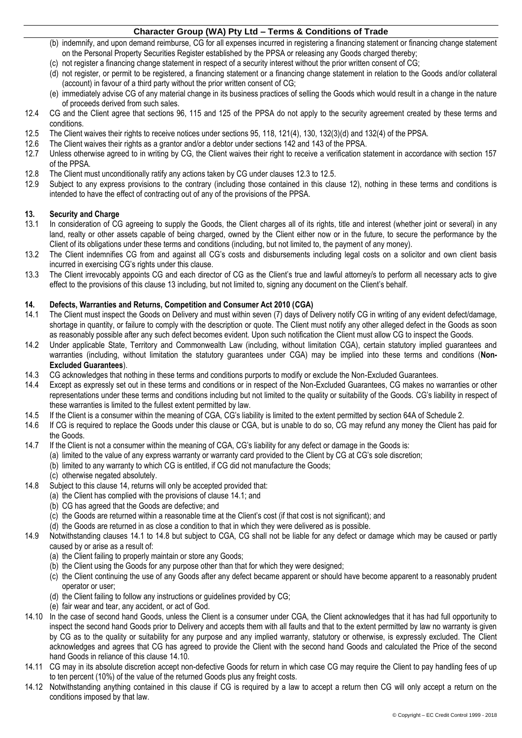(b) indemnify, and upon demand reimburse, CG for all expenses incurred in registering a financing statement or financing change statement on the Personal Property Securities Register established by the PPSA or releasing any Goods charged thereby;

(c) not register a financing change statement in respect of a security interest without the prior written consent of CG;

(d) not register, or permit to be registered, a financing statement or a financing change statement in relation to the Goods and/or collateral (account) in favour of a third party without the prior written consent of CG;

(e) immediately advise CG of any material change in its business practices of selling the Goods which would result in a change in the nature of proceeds derived from such sales.

12.4 CG and the Client agree that sections 96, 115 and 125 of the PPSA do not apply to the security agreement created by these terms and conditions.

12.5 The Client waives their rights to receive notices under sections 95, 118, 121(4), 130, 132(3)(d) and 132(4) of the PPSA.

12.6 The Client waives their rights as a grantor and/or a debtor under sections 142 and 143 of the PPSA.

12.7 Unless otherwise agreed to in writing by CG, the Client waives their right to receive a verification statement in accordance with section 157 of the PPSA.

12.8 The Client must unconditionally ratify any actions taken by CG under clauses 12.3 to 12.5.

12.9 Subject to any express provisions to the contrary (including those contained in this clause 12), nothing in these terms and conditions is intended to have the effect of contracting out of any of the provisions of the PPSA.

## 13. Security and Charge

13.1 In consideration of CG agreeing to supply the Goods, the Client charges all of its rights, title and interest (whether joint or several) in any land, realty or other assets capable of being charged, owned by the Client either now or in the future, to secure the performance by the Client of its obligations under these terms and conditions (including, but not limited to, the payment of any money).

13.2 The Client indemnifies CG from and against all CG's costs and disbursements including legal costs on a solicitor and own client basis incurred in exercising CG's rights under this clause.

13.3 The Client irrevocably appoints CG and each director of CG as the Client's true and lawful attorney/s to perform all necessary acts to give effect to the provisions of this clause 13 including, but not limited to, signing any document on the Client's behalf.

## 14. Defects, Warranties and Returns, Competition and Consumer Act 2010 (CGA)

14.1 The Client must inspect the Goods on Delivery and must within seven (7) days of Delivery notify CG in writing of any evident defect/damage, shortage in quantity, or failure to comply with the description or quote. The Client must notify any other alleged defect in the Goods as soon as reasonably possible after any such defect becomes evident. Upon such notification the Client must allow CG to inspect the Goods.

14.2 Under applicable State, Territory and Commonwealth Law (including, without limitation CGA), certain statutory implied guarantees and warranties (including, without limitation the statutory guarantees under CGA) may be implied into these terms and conditions (**Non-Excluded Guarantees**).

14.3 CG acknowledges that nothing in these terms and conditions purports to modify or exclude the Non-Excluded Guarantees.

14.4 Except as expressly set out in these terms and conditions or in respect of the Non-Excluded Guarantees, CG makes no warranties or other representations under these terms and conditions including but not limited to the quality or suitability of the Goods. CG's liability in respect of these warranties is limited to the fullest extent permitted by law.

14.5 If the Client is a consumer within the meaning of CGA, CG's liability is limited to the extent permitted by section 64A of Schedule 2.

14.6 If CG is required to replace the Goods under this clause or CGA, but is unable to do so, CG may refund any money the Client has paid for the Goods.

14.7 If the Client is not a consumer within the meaning of CGA, CG's liability for any defect or damage in the Goods is:

(a) limited to the value of any express warranty or warranty card provided to the Client by CG at CG's sole discretion;

(b) limited to any warranty to which CG is entitled, if CG did not manufacture the Goods;

(c) otherwise negated absolutely.

14.8 Subject to this clause 14, returns will only be accepted provided that:

(a) the Client has complied with the provisions of clause 14.1; and

(b) CG has agreed that the Goods are defective; and

(c) the Goods are returned within a reasonable time at the Client's cost (if that cost is not significant); and

(d) the Goods are returned in as close a condition to that in which they were delivered as is possible.

14.9 Notwithstanding clauses 14.1 to 14.8 but subject to CGA, CG shall not be liable for any defect or damage which may be caused or partly caused by or arise as a result of:

(a) the Client failing to properly maintain or store any Goods;

(b) the Client using the Goods for any purpose other than that for which they were designed;

(c) the Client continuing the use of any Goods after any defect became apparent or should have become apparent to a reasonably prudent operator or user;

(d) the Client failing to follow any instructions or guidelines provided by CG;

(e) fair wear and tear, any accident, or act of God.

14.10 In the case of second hand Goods, unless the Client is a consumer under CGA, the Client acknowledges that it has had full opportunity to inspect the second hand Goods prior to Delivery and accepts them with all faults and that to the extent permitted by law no warranty is given by CG as to the quality or suitability for any purpose and any implied warranty, statutory or otherwise, is expressly excluded. The Client acknowledges and agrees that CG has agreed to provide the Client with the second hand Goods and calculated the Price of the second hand Goods in reliance of this clause 14.10.

14.11 CG may in its absolute discretion accept non-defective Goods for return in which case CG may require the Client to pay handling fees of up to ten percent (10%) of the value of the returned Goods plus any freight costs.

14.12 Notwithstanding anything contained in this clause if CG is required by a law to accept a return then CG will only accept a return on the conditions imposed by that law.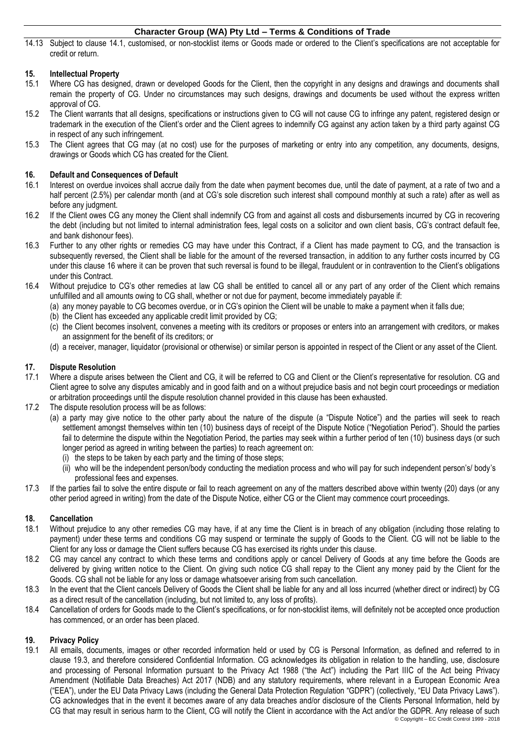14.13 Subject to clause 14.1, customised, or non-stocklist items or Goods made or ordered to the Client's specifications are not acceptable for credit or return.

## 15. Intellectual Property

15.1 Where CG has designed, drawn or developed Goods for the Client, then the copyright in any designs and drawings and documents shall remain the property of CG. Under no circumstances may such designs, drawings and documents be used without the express written approval of CG.

15.2 The Client warrants that all designs, specifications or instructions given to CG will not cause CG to infringe any patent, registered design or trademark in the execution of the Client's order and the Client agrees to indemnify CG against any action taken by a third party against CG in respect of any such infringement.

15.3 The Client agrees that CG may (at no cost) use for the purposes of marketing or entry into any competition, any documents, designs, drawings or Goods which CG has created for the Client.

## 16. Default and Consequences of Default

16.1 Interest on overdue invoices shall accrue daily from the date when payment becomes due, until the date of payment, at a rate of two and a half percent (2.5%) per calendar month (and at CG's sole discretion such interest shall compound monthly at such a rate) after as well as before any judgment.

16.2 If the Client owes CG any money the Client shall indemnify CG from and against all costs and disbursements incurred by CG in recovering the debt (including but not limited to internal administration fees, legal costs on a solicitor and own client basis, CG's contract default fee, and bank dishonour fees).

16.3 Further to any other rights or remedies CG may have under this Contract, if a Client has made payment to CG, and the transaction is subsequently reversed, the Client shall be liable for the amount of the reversed transaction, in addition to any further costs incurred by CG under this clause 16 where it can be proven that such reversal is found to be illegal, fraudulent or in contravention to the Client's obligations under this Contract.

16.4 Without prejudice to CG's other remedies at law CG shall be entitled to cancel all or any part of any order of the Client which remains unfulfilled and all amounts owing to CG shall, whether or not due for payment, become immediately payable if:

(a) any money payable to CG becomes overdue, or in CG's opinion the Client will be unable to make a payment when it falls due;
(b) the Client has exceeded any applicable credit limit provided by CG;
(c) the Client becomes insolvent, convenes a meeting with its creditors or proposes or enters into an arrangement with creditors, or makes an assignment for the benefit of its creditors; or
(d) a receiver, manager, liquidator (provisional or otherwise) or similar person is appointed in respect of the Client or any asset of the Client.

## 17. Dispute Resolution

17.1 Where a dispute arises between the Client and CG, it will be referred to CG and Client or the Client's representative for resolution. CG and Client agree to solve any disputes amicably and in good faith and on a without prejudice basis and not begin court proceedings or mediation or arbitration proceedings until the dispute resolution channel provided in this clause has been exhausted.

17.2 The dispute resolution process will be as follows:

(a) a party may give notice to the other party about the nature of the dispute (a "Dispute Notice") and the parties will seek to reach settlement amongst themselves within ten (10) business days of receipt of the Dispute Notice ("Negotiation Period"). Should the parties fail to determine the dispute within the Negotiation Period, the parties may seek within a further period of ten (10) business days (or such longer period as agreed in writing between the parties) to reach agreement on:
  (i) the steps to be taken by each party and the timing of those steps;
  (ii) who will be the independent person/body conducting the mediation process and who will pay for such independent person's/ body's professional fees and expenses.

17.3 If the parties fail to solve the entire dispute or fail to reach agreement on any of the matters described above within twenty (20) days (or any other period agreed in writing) from the date of the Dispute Notice, either CG or the Client may commence court proceedings.

## 18. Cancellation

18.1 Without prejudice to any other remedies CG may have, if at any time the Client is in breach of any obligation (including those relating to payment) under these terms and conditions CG may suspend or terminate the supply of Goods to the Client. CG will not be liable to the Client for any loss or damage the Client suffers because CG has exercised its rights under this clause.

18.2 CG may cancel any contract to which these terms and conditions apply or cancel Delivery of Goods at any time before the Goods are delivered by giving written notice to the Client. On giving such notice CG shall repay to the Client any money paid by the Client for the Goods. CG shall not be liable for any loss or damage whatsoever arising from such cancellation.

18.3 In the event that the Client cancels Delivery of Goods the Client shall be liable for any and all loss incurred (whether direct or indirect) by CG as a direct result of the cancellation (including, but not limited to, any loss of profits).

18.4 Cancellation of orders for Goods made to the Client's specifications, or for non-stocklist items, will definitely not be accepted once production has commenced, or an order has been placed.

## 19. Privacy Policy

19.1 All emails, documents, images or other recorded information held or used by CG is Personal Information, as defined and referred to in clause 19.3, and therefore considered Confidential Information. CG acknowledges its obligation in relation to the handling, use, disclosure and processing of Personal Information pursuant to the Privacy Act 1988 ("the Act") including the Part IIIC of the Act being Privacy Amendment (Notifiable Data Breaches) Act 2017 (NDB) and any statutory requirements, where relevant in a European Economic Area ("EEA"), under the EU Data Privacy Laws (including the General Data Protection Regulation "GDPR") (collectively, "EU Data Privacy Laws"). CG acknowledges that in the event it becomes aware of any data breaches and/or disclosure of the Clients Personal Information, held by CG that may result in serious harm to the Client, CG will notify the Client in accordance with the Act and/or the GDPR. Any release of such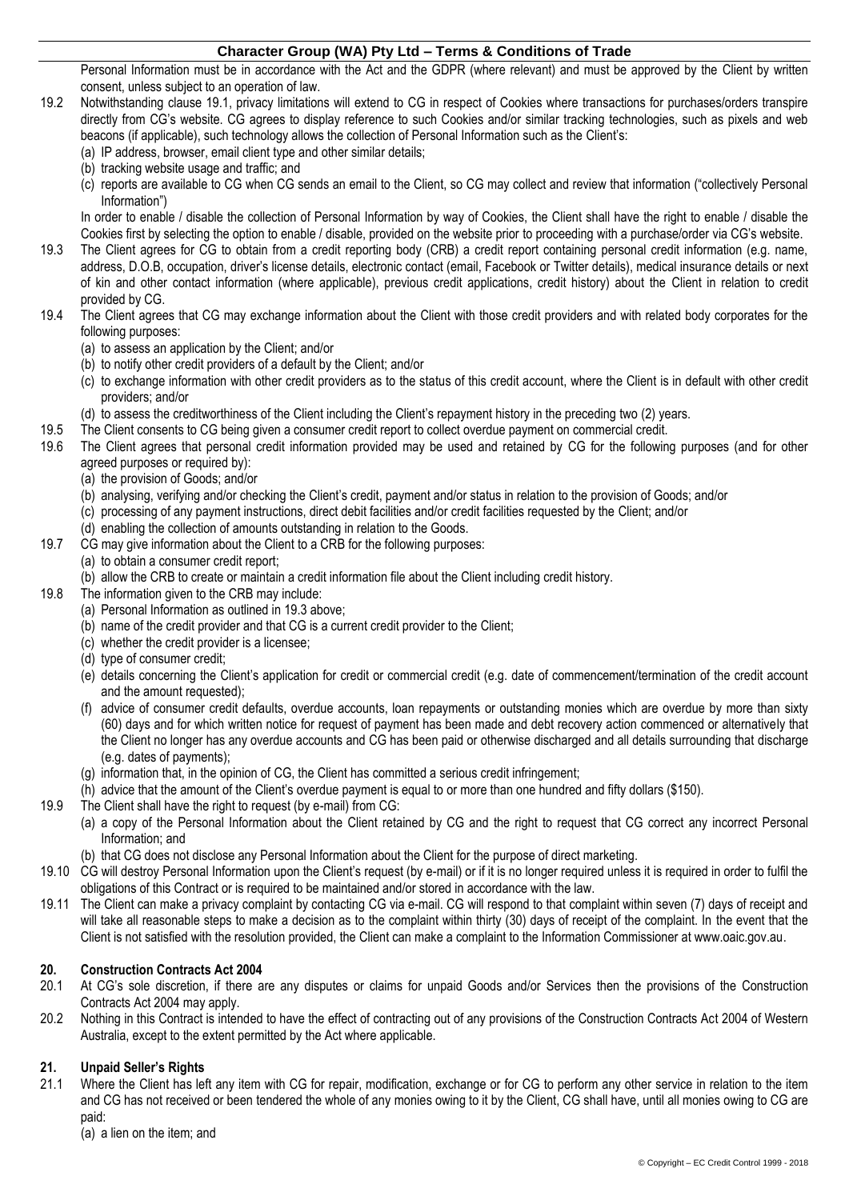Personal Information must be in accordance with the Act and the GDPR (where relevant) and must be approved by the Client by written consent, unless subject to an operation of law.

19.2 Notwithstanding clause 19.1, privacy limitations will extend to CG in respect of Cookies where transactions for purchases/orders transpire directly from CG's website. CG agrees to display reference to such Cookies and/or similar tracking technologies, such as pixels and web beacons (if applicable), such technology allows the collection of Personal Information such as the Client's:
   (a) IP address, browser, email client type and other similar details;
   (b) tracking website usage and traffic; and
   (c) reports are available to CG when CG sends an email to the Client, so CG may collect and review that information ("collectively Personal Information")

   In order to enable / disable the collection of Personal Information by way of Cookies, the Client shall have the right to enable / disable the Cookies first by selecting the option to enable / disable, provided on the website prior to proceeding with a purchase/order via CG's website.

19.3 The Client agrees for CG to obtain from a credit reporting body (CRB) a credit report containing personal credit information (e.g. name, address, D.O.B, occupation, driver's license details, electronic contact (email, Facebook or Twitter details), medical insurance details or next of kin and other contact information (where applicable), previous credit applications, credit history) about the Client in relation to credit provided by CG.

19.4 The Client agrees that CG may exchange information about the Client with those credit providers and with related body corporates for the following purposes:
   (a) to assess an application by the Client; and/or
   (b) to notify other credit providers of a default by the Client; and/or
   (c) to exchange information with other credit providers as to the status of this credit account, where the Client is in default with other credit providers; and/or
   (d) to assess the creditworthiness of the Client including the Client's repayment history in the preceding two (2) years.

19.5 The Client consents to CG being given a consumer credit report to collect overdue payment on commercial credit.

19.6 The Client agrees that personal credit information provided may be used and retained by CG for the following purposes (and for other agreed purposes or required by):
   (a) the provision of Goods; and/or
   (b) analysing, verifying and/or checking the Client's credit, payment and/or status in relation to the provision of Goods; and/or
   (c) processing of any payment instructions, direct debit facilities and/or credit facilities requested by the Client; and/or
   (d) enabling the collection of amounts outstanding in relation to the Goods.

19.7 CG may give information about the Client to a CRB for the following purposes:
   (a) to obtain a consumer credit report;
   (b) allow the CRB to create or maintain a credit information file about the Client including credit history.

19.8 The information given to the CRB may include:
   (a) Personal Information as outlined in 19.3 above;
   (b) name of the credit provider and that CG is a current credit provider to the Client;
   (c) whether the credit provider is a licensee;
   (d) type of consumer credit;
   (e) details concerning the Client's application for credit or commercial credit (e.g. date of commencement/termination of the credit account and the amount requested);
   (f) advice of consumer credit defaults, overdue accounts, loan repayments or outstanding monies which are overdue by more than sixty (60) days and for which written notice for request of payment has been made and debt recovery action commenced or alternatively that the Client no longer has any overdue accounts and CG has been paid or otherwise discharged and all details surrounding that discharge (e.g. dates of payments);
   (g) information that, in the opinion of CG, the Client has committed a serious credit infringement;
   (h) advice that the amount of the Client's overdue payment is equal to or more than one hundred and fifty dollars ($150).

19.9 The Client shall have the right to request (by e-mail) from CG:
   (a) a copy of the Personal Information about the Client retained by CG and the right to request that CG correct any incorrect Personal Information; and
   (b) that CG does not disclose any Personal Information about the Client for the purpose of direct marketing.

19.10 CG will destroy Personal Information upon the Client's request (by e-mail) or if it is no longer required unless it is required in order to fulfil the obligations of this Contract or is required to be maintained and/or stored in accordance with the law.

19.11 The Client can make a privacy complaint by contacting CG via e-mail. CG will respond to that complaint within seven (7) days of receipt and will take all reasonable steps to make a decision as to the complaint within thirty (30) days of receipt of the complaint. In the event that the Client is not satisfied with the resolution provided, the Client can make a complaint to the Information Commissioner at www.oaic.gov.au.

## 20. Construction Contracts Act 2004

20.1 At CG's sole discretion, if there are any disputes or claims for unpaid Goods and/or Services then the provisions of the Construction Contracts Act 2004 may apply.

20.2 Nothing in this Contract is intended to have the effect of contracting out of any provisions of the Construction Contracts Act 2004 of Western Australia, except to the extent permitted by the Act where applicable.

## 21. Unpaid Seller's Rights

21.1 Where the Client has left any item with CG for repair, modification, exchange or for CG to perform any other service in relation to the item and CG has not received or been tendered the whole of any monies owing to it by the Client, CG shall have, until all monies owing to CG are paid:
   (a) a lien on the item; and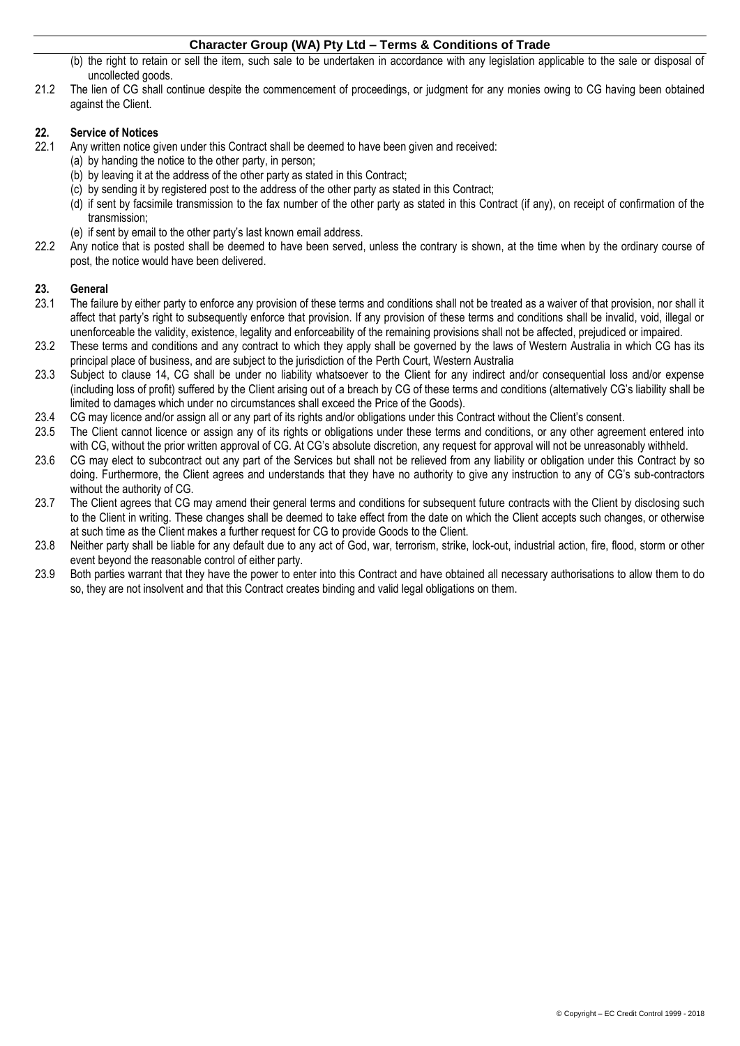(b) the right to retain or sell the item, such sale to be undertaken in accordance with any legislation applicable to the sale or disposal of uncollected goods.

21.2 The lien of CG shall continue despite the commencement of proceedings, or judgment for any monies owing to CG having been obtained against the Client.

## 22. Service of Notices

22.1 Any written notice given under this Contract shall be deemed to have been given and received:

(a) by handing the notice to the other party, in person;

(b) by leaving it at the address of the other party as stated in this Contract;

(c) by sending it by registered post to the address of the other party as stated in this Contract;

(d) if sent by facsimile transmission to the fax number of the other party as stated in this Contract (if any), on receipt of confirmation of the transmission;

(e) if sent by email to the other party's last known email address.

22.2 Any notice that is posted shall be deemed to have been served, unless the contrary is shown, at the time when by the ordinary course of post, the notice would have been delivered.

## 23. General

23.1 The failure by either party to enforce any provision of these terms and conditions shall not be treated as a waiver of that provision, nor shall it affect that party's right to subsequently enforce that provision. If any provision of these terms and conditions shall be invalid, void, illegal or unenforceable the validity, existence, legality and enforceability of the remaining provisions shall not be affected, prejudiced or impaired.

23.2 These terms and conditions and any contract to which they apply shall be governed by the laws of Western Australia in which CG has its principal place of business, and are subject to the jurisdiction of the Perth Court, Western Australia

23.3 Subject to clause 14, CG shall be under no liability whatsoever to the Client for any indirect and/or consequential loss and/or expense (including loss of profit) suffered by the Client arising out of a breach by CG of these terms and conditions (alternatively CG's liability shall be limited to damages which under no circumstances shall exceed the Price of the Goods).

23.4 CG may licence and/or assign all or any part of its rights and/or obligations under this Contract without the Client's consent.

23.5 The Client cannot licence or assign any of its rights or obligations under these terms and conditions, or any other agreement entered into with CG, without the prior written approval of CG. At CG's absolute discretion, any request for approval will not be unreasonably withheld.

23.6 CG may elect to subcontract out any part of the Services but shall not be relieved from any liability or obligation under this Contract by so doing. Furthermore, the Client agrees and understands that they have no authority to give any instruction to any of CG's sub-contractors without the authority of CG.

23.7 The Client agrees that CG may amend their general terms and conditions for subsequent future contracts with the Client by disclosing such to the Client in writing. These changes shall be deemed to take effect from the date on which the Client accepts such changes, or otherwise at such time as the Client makes a further request for CG to provide Goods to the Client.

23.8 Neither party shall be liable for any default due to any act of God, war, terrorism, strike, lock-out, industrial action, fire, flood, storm or other event beyond the reasonable control of either party.

23.9 Both parties warrant that they have the power to enter into this Contract and have obtained all necessary authorisations to allow them to do so, they are not insolvent and that this Contract creates binding and valid legal obligations on them.